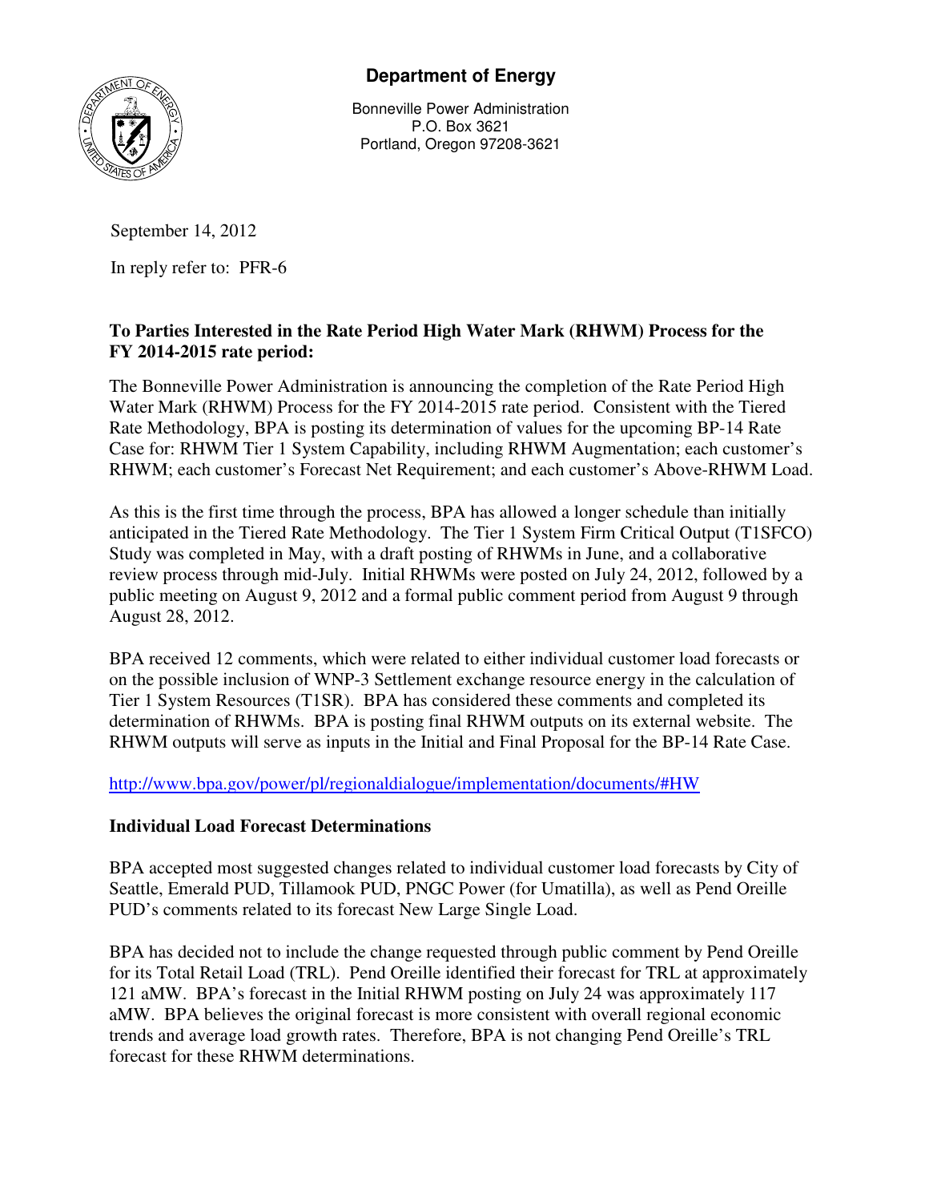**Department of Energy**

Bonneville Power Administration
P.O. Box 3621
Portland, Oregon 97208-3621

September 14, 2012

In reply refer to: PFR-6

**To Parties Interested in the Rate Period High Water Mark (RHWM) Process for the FY 2014-2015 rate period:**

The Bonneville Power Administration is announcing the completion of the Rate Period High Water Mark (RHWM) Process for the FY 2014-2015 rate period. Consistent with the Tiered Rate Methodology, BPA is posting its determination of values for the upcoming BP-14 Rate Case for: RHWM Tier 1 System Capability, including RHWM Augmentation; each customer's RHWM; each customer's Forecast Net Requirement; and each customer's Above-RHWM Load.

As this is the first time through the process, BPA has allowed a longer schedule than initially anticipated in the Tiered Rate Methodology. The Tier 1 System Firm Critical Output (T1SFCO) Study was completed in May, with a draft posting of RHWMs in June, and a collaborative review process through mid-July. Initial RHWMs were posted on July 24, 2012, followed by a public meeting on August 9, 2012 and a formal public comment period from August 9 through August 28, 2012.

BPA received 12 comments, which were related to either individual customer load forecasts or on the possible inclusion of WNP-3 Settlement exchange resource energy in the calculation of Tier 1 System Resources (T1SR). BPA has considered these comments and completed its determination of RHWMs. BPA is posting final RHWM outputs on its external website. The RHWM outputs will serve as inputs in the Initial and Final Proposal for the BP-14 Rate Case.

http://www.bpa.gov/power/pl/regionaldialogue/implementation/documents/#HW

**Individual Load Forecast Determinations**

BPA accepted most suggested changes related to individual customer load forecasts by City of Seattle, Emerald PUD, Tillamook PUD, PNGC Power (for Umatilla), as well as Pend Oreille PUD's comments related to its forecast New Large Single Load.

BPA has decided not to include the change requested through public comment by Pend Oreille for its Total Retail Load (TRL). Pend Oreille identified their forecast for TRL at approximately 121 aMW. BPA's forecast in the Initial RHWM posting on July 24 was approximately 117 aMW. BPA believes the original forecast is more consistent with overall regional economic trends and average load growth rates. Therefore, BPA is not changing Pend Oreille's TRL forecast for these RHWM determinations.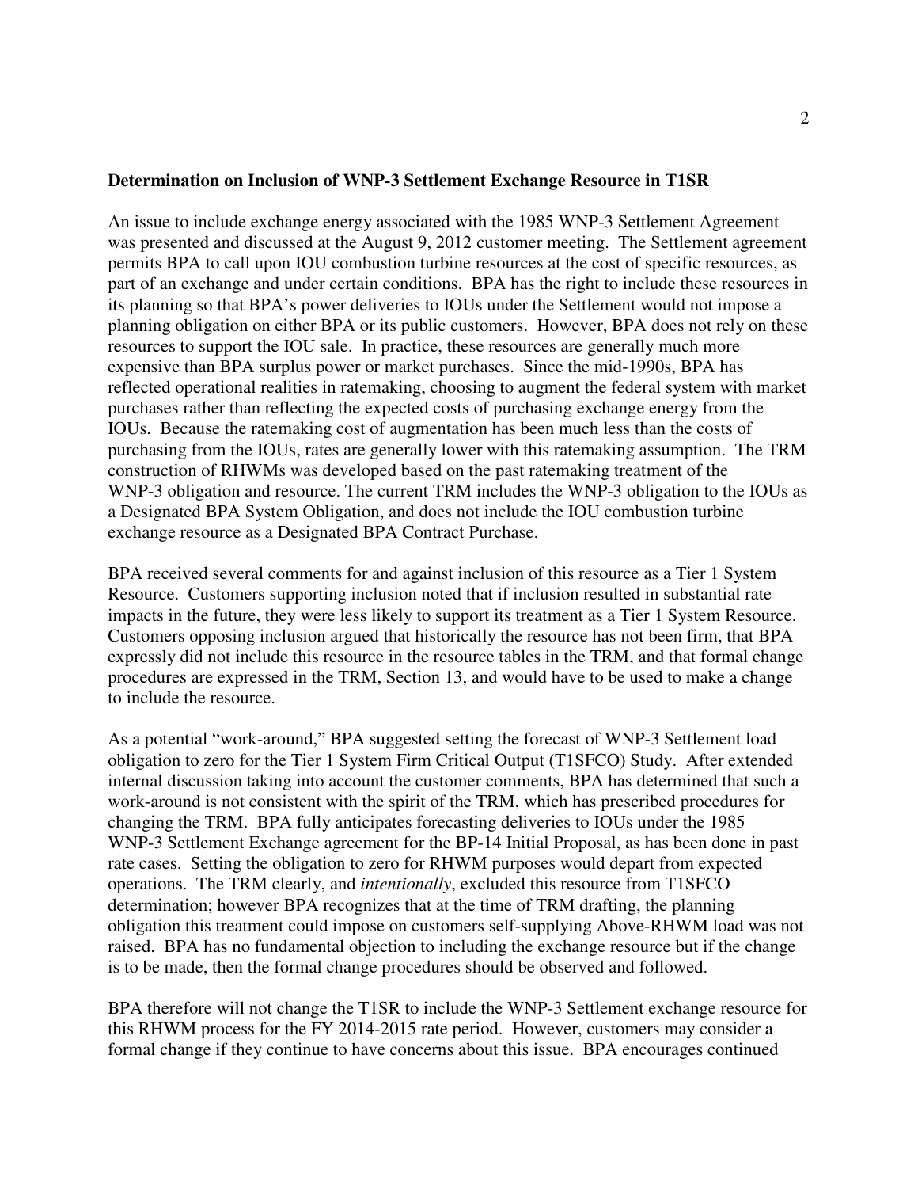**Determination on Inclusion of WNP-3 Settlement Exchange Resource in T1SR**

An issue to include exchange energy associated with the 1985 WNP-3 Settlement Agreement was presented and discussed at the August 9, 2012 customer meeting. The Settlement agreement permits BPA to call upon IOU combustion turbine resources at the cost of specific resources, as part of an exchange and under certain conditions. BPA has the right to include these resources in its planning so that BPA's power deliveries to IOUs under the Settlement would not impose a planning obligation on either BPA or its public customers. However, BPA does not rely on these resources to support the IOU sale. In practice, these resources are generally much more expensive than BPA surplus power or market purchases. Since the mid-1990s, BPA has reflected operational realities in ratemaking, choosing to augment the federal system with market purchases rather than reflecting the expected costs of purchasing exchange energy from the IOUs. Because the ratemaking cost of augmentation has been much less than the costs of purchasing from the IOUs, rates are generally lower with this ratemaking assumption. The TRM construction of RHWMs was developed based on the past ratemaking treatment of the WNP-3 obligation and resource. The current TRM includes the WNP-3 obligation to the IOUs as a Designated BPA System Obligation, and does not include the IOU combustion turbine exchange resource as a Designated BPA Contract Purchase.

BPA received several comments for and against inclusion of this resource as a Tier 1 System Resource. Customers supporting inclusion noted that if inclusion resulted in substantial rate impacts in the future, they were less likely to support its treatment as a Tier 1 System Resource. Customers opposing inclusion argued that historically the resource has not been firm, that BPA expressly did not include this resource in the resource tables in the TRM, and that formal change procedures are expressed in the TRM, Section 13, and would have to be used to make a change to include the resource.

As a potential "work-around," BPA suggested setting the forecast of WNP-3 Settlement load obligation to zero for the Tier 1 System Firm Critical Output (T1SFCO) Study. After extended internal discussion taking into account the customer comments, BPA has determined that such a work-around is not consistent with the spirit of the TRM, which has prescribed procedures for changing the TRM. BPA fully anticipates forecasting deliveries to IOUs under the 1985 WNP-3 Settlement Exchange agreement for the BP-14 Initial Proposal, as has been done in past rate cases. Setting the obligation to zero for RHWM purposes would depart from expected operations. The TRM clearly, and *intentionally*, excluded this resource from T1SFCO determination; however BPA recognizes that at the time of TRM drafting, the planning obligation this treatment could impose on customers self-supplying Above-RHWM load was not raised. BPA has no fundamental objection to including the exchange resource but if the change is to be made, then the formal change procedures should be observed and followed.

BPA therefore will not change the T1SR to include the WNP-3 Settlement exchange resource for this RHWM process for the FY 2014-2015 rate period. However, customers may consider a formal change if they continue to have concerns about this issue. BPA encourages continued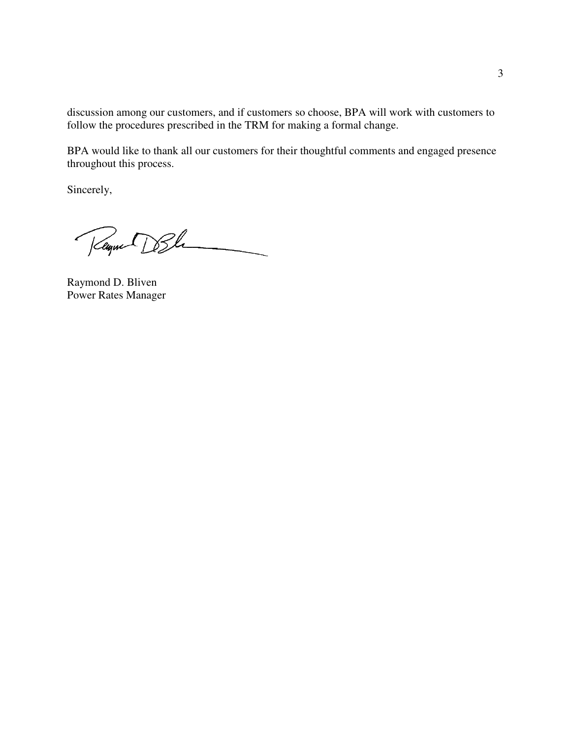discussion among our customers, and if customers so choose, BPA will work with customers to follow the procedures prescribed in the TRM for making a formal change.

BPA would like to thank all our customers for their thoughtful comments and engaged presence throughout this process.

Sincerely,

Raymond D. Bliven
Power Rates Manager